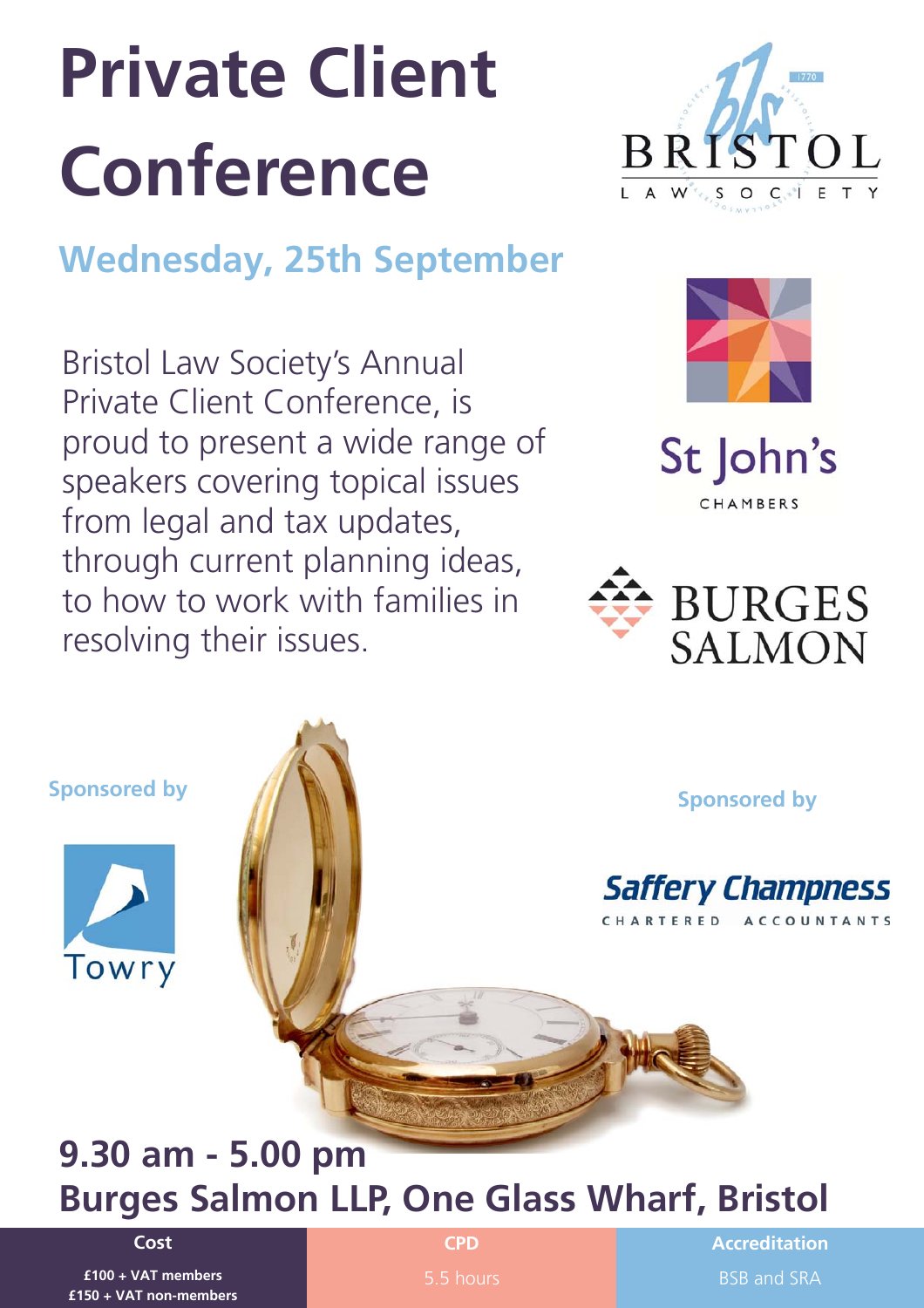# Private Client Conference

BRISTOL LAW SOCIETY

## Wednesday, 25th September

Bristol Law Society's Annual Private Client Conference, is proud to present a wide range of speakers covering topical issues from legal and tax updates, through current planning ideas, to how to work with families in resolving their issues.

St John's CHAMBERS

BURGES SALMON

Sponsored by

Towry

Sponsored by

Saffery Champness CHARTERED ACCOUNTANTS

## 9.30 am - 5.00 pm
## Burges Salmon LLP, One Glass Wharf, Bristol

| Cost | CPD | Accreditation |
| --- | --- | --- |
| £100 + VAT members<br>£150 + VAT non-members | 5.5 hours | BSB and SRA |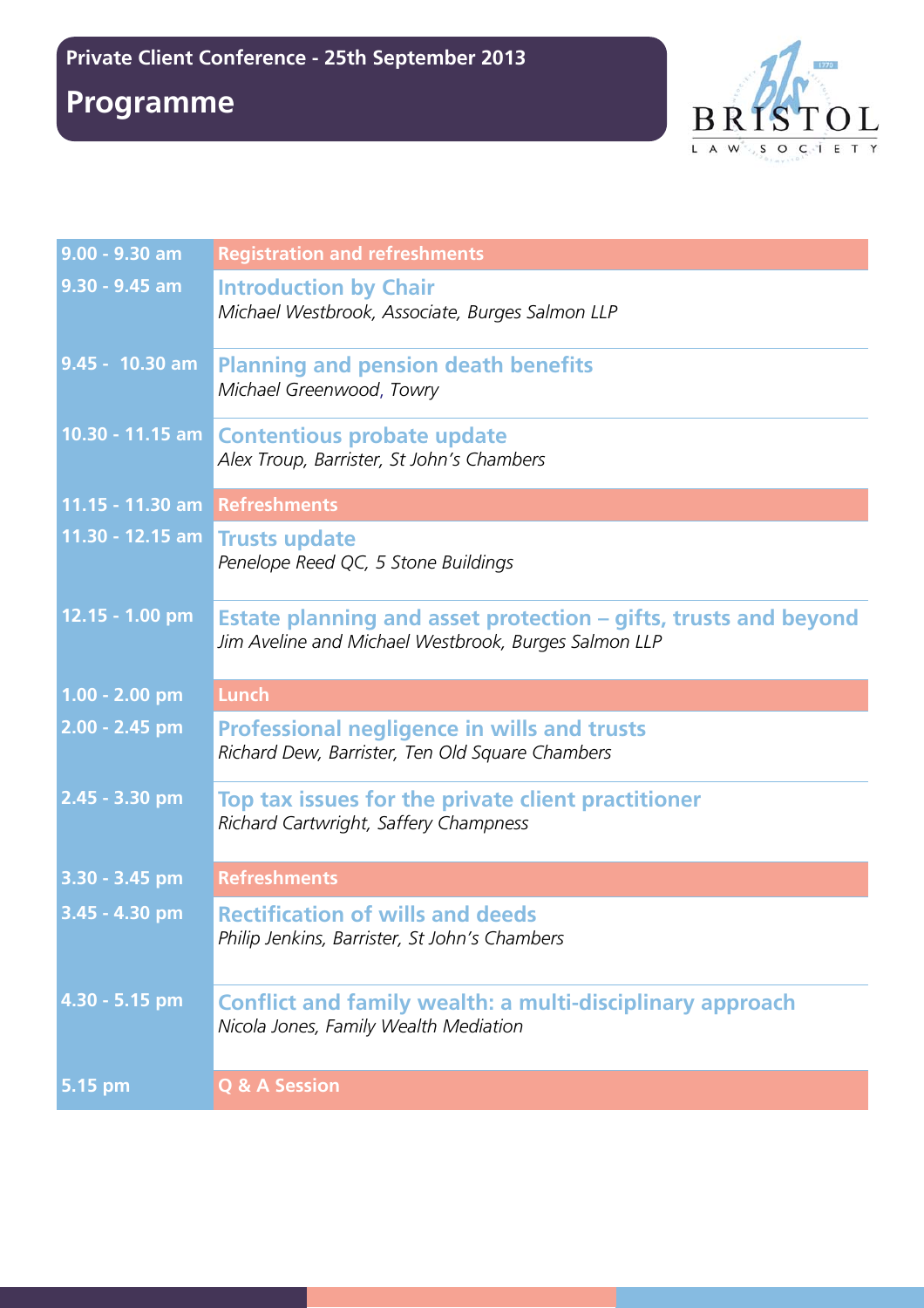**Private Client Conference - 25th September 2013**

# Programme

| Time | Session |
| --- | --- |
| 9.00 - 9.30 am | **Registration and refreshments** |
| 9.30 - 9.45 am | **Introduction by Chair**<br>*Michael Westbrook, Associate, Burges Salmon LLP* |
| 9.45 - 10.30 am | **Planning and pension death benefits**<br>*Michael Greenwood, Towry* |
| 10.30 - 11.15 am | **Contentious probate update**<br>*Alex Troup, Barrister, St John's Chambers* |
| 11.15 - 11.30 am | **Refreshments** |
| 11.30 - 12.15 am | **Trusts update**<br>*Penelope Reed QC, 5 Stone Buildings* |
| 12.15 - 1.00 pm | **Estate planning and asset protection – gifts, trusts and beyond**<br>*Jim Aveline and Michael Westbrook, Burges Salmon LLP* |
| 1.00 - 2.00 pm | **Lunch** |
| 2.00 - 2.45 pm | **Professional negligence in wills and trusts**<br>*Richard Dew, Barrister, Ten Old Square Chambers* |
| 2.45 - 3.30 pm | **Top tax issues for the private client practitioner**<br>*Richard Cartwright, Saffery Champness* |
| 3.30 - 3.45 pm | **Refreshments** |
| 3.45 - 4.30 pm | **Rectification of wills and deeds**<br>*Philip Jenkins, Barrister, St John's Chambers* |
| 4.30 - 5.15 pm | **Conflict and family wealth: a multi-disciplinary approach**<br>*Nicola Jones, Family Wealth Mediation* |
| 5.15 pm | **Q & A Session** |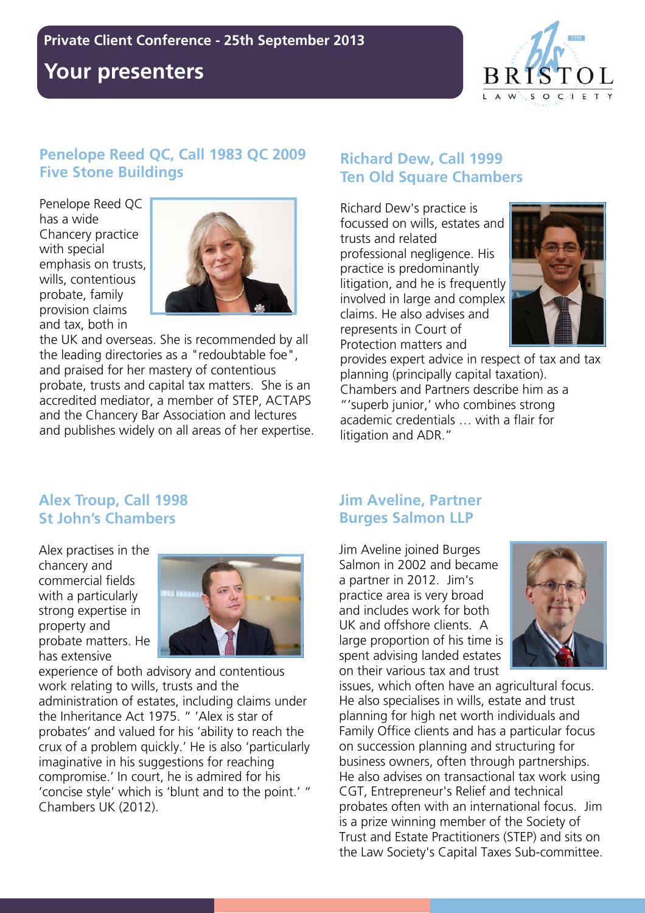**Private Client Conference - 25th September 2013**

# Your presenters

## Penelope Reed QC, Call 1983 QC 2009
## Five Stone Buildings

Penelope Reed QC has a wide Chancery practice with special emphasis on trusts, wills, contentious probate, family provision claims and tax, both in the UK and overseas. She is recommended by all the leading directories as a "redoubtable foe", and praised for her mastery of contentious probate, trusts and capital tax matters. She is an accredited mediator, a member of STEP, ACTAPS and the Chancery Bar Association and lectures and publishes widely on all areas of her expertise.

## Richard Dew, Call 1999
## Ten Old Square Chambers

Richard Dew's practice is focussed on wills, estates and trusts and related professional negligence. His practice is predominantly litigation, and he is frequently involved in large and complex claims. He also advises and represents in Court of Protection matters and provides expert advice in respect of tax and tax planning (principally capital taxation). Chambers and Partners describe him as a "'superb junior,' who combines strong academic credentials … with a flair for litigation and ADR."

## Alex Troup, Call 1998
## St John's Chambers

Alex practises in the chancery and commercial fields with a particularly strong expertise in property and probate matters. He has extensive experience of both advisory and contentious work relating to wills, trusts and the administration of estates, including claims under the Inheritance Act 1975. " 'Alex is star of probates' and valued for his 'ability to reach the crux of a problem quickly.' He is also 'particularly imaginative in his suggestions for reaching compromise.' In court, he is admired for his 'concise style' which is 'blunt and to the point.' " Chambers UK (2012).

## Jim Aveline, Partner
## Burges Salmon LLP

Jim Aveline joined Burges Salmon in 2002 and became a partner in 2012. Jim's practice area is very broad and includes work for both UK and offshore clients. A large proportion of his time is spent advising landed estates on their various tax and trust issues, which often have an agricultural focus. He also specialises in wills, estate and trust planning for high net worth individuals and Family Office clients and has a particular focus on succession planning and structuring for business owners, often through partnerships. He also advises on transactional tax work using CGT, Entrepreneur's Relief and technical probates often with an international focus. Jim is a prize winning member of the Society of Trust and Estate Practitioners (STEP) and sits on the Law Society's Capital Taxes Sub-committee.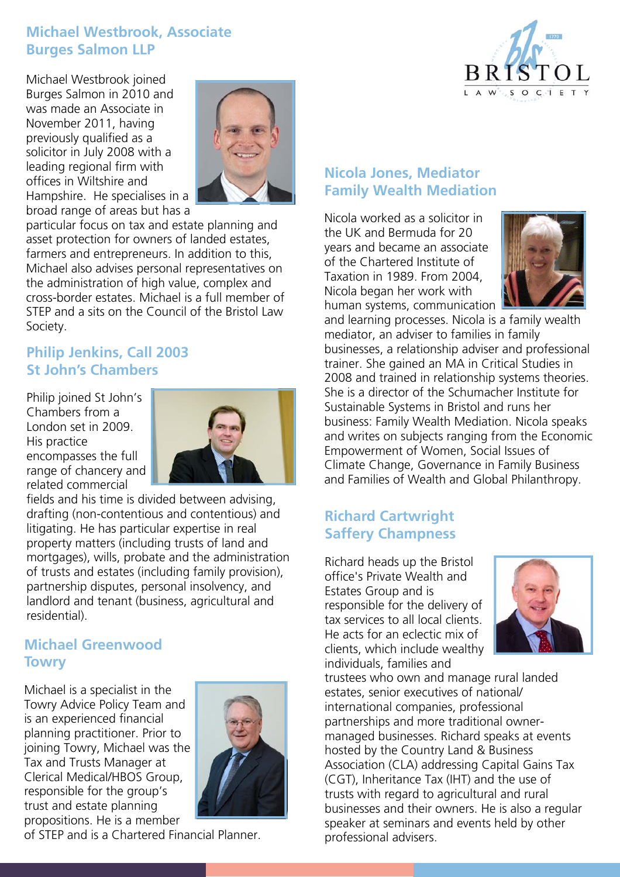## Michael Westbrook, Associate
## Burges Salmon LLP

Michael Westbrook joined Burges Salmon in 2010 and was made an Associate in November 2011, having previously qualified as a solicitor in July 2008 with a leading regional firm with offices in Wiltshire and Hampshire. He specialises in a broad range of areas but has a particular focus on tax and estate planning and asset protection for owners of landed estates, farmers and entrepreneurs. In addition to this, Michael also advises personal representatives on the administration of high value, complex and cross-border estates. Michael is a full member of STEP and a sits on the Council of the Bristol Law Society.

## Philip Jenkins, Call 2003
## St John's Chambers

Philip joined St John's Chambers from a London set in 2009. His practice encompasses the full range of chancery and related commercial fields and his time is divided between advising, drafting (non-contentious and contentious) and litigating. He has particular expertise in real property matters (including trusts of land and mortgages), wills, probate and the administration of trusts and estates (including family provision), partnership disputes, personal insolvency, and landlord and tenant (business, agricultural and residential).

## Michael Greenwood
## Towry

Michael is a specialist in the Towry Advice Policy Team and is an experienced financial planning practitioner. Prior to joining Towry, Michael was the Tax and Trusts Manager at Clerical Medical/HBOS Group, responsible for the group's trust and estate planning propositions. He is a member of STEP and is a Chartered Financial Planner.

## Nicola Jones, Mediator
## Family Wealth Mediation

Nicola worked as a solicitor in the UK and Bermuda for 20 years and became an associate of the Chartered Institute of Taxation in 1989. From 2004, Nicola began her work with human systems, communication and learning processes. Nicola is a family wealth mediator, an adviser to families in family businesses, a relationship adviser and professional trainer. She gained an MA in Critical Studies in 2008 and trained in relationship systems theories. She is a director of the Schumacher Institute for Sustainable Systems in Bristol and runs her business: Family Wealth Mediation. Nicola speaks and writes on subjects ranging from the Economic Empowerment of Women, Social Issues of Climate Change, Governance in Family Business and Families of Wealth and Global Philanthropy.

## Richard Cartwright
## Saffery Champness

Richard heads up the Bristol office's Private Wealth and Estates Group and is responsible for the delivery of tax services to all local clients. He acts for an eclectic mix of clients, which include wealthy individuals, families and trustees who own and manage rural landed estates, senior executives of national/ international companies, professional partnerships and more traditional owner-managed businesses. Richard speaks at events hosted by the Country Land & Business Association (CLA) addressing Capital Gains Tax (CGT), Inheritance Tax (IHT) and the use of trusts with regard to agricultural and rural businesses and their owners. He is also a regular speaker at seminars and events held by other professional advisers.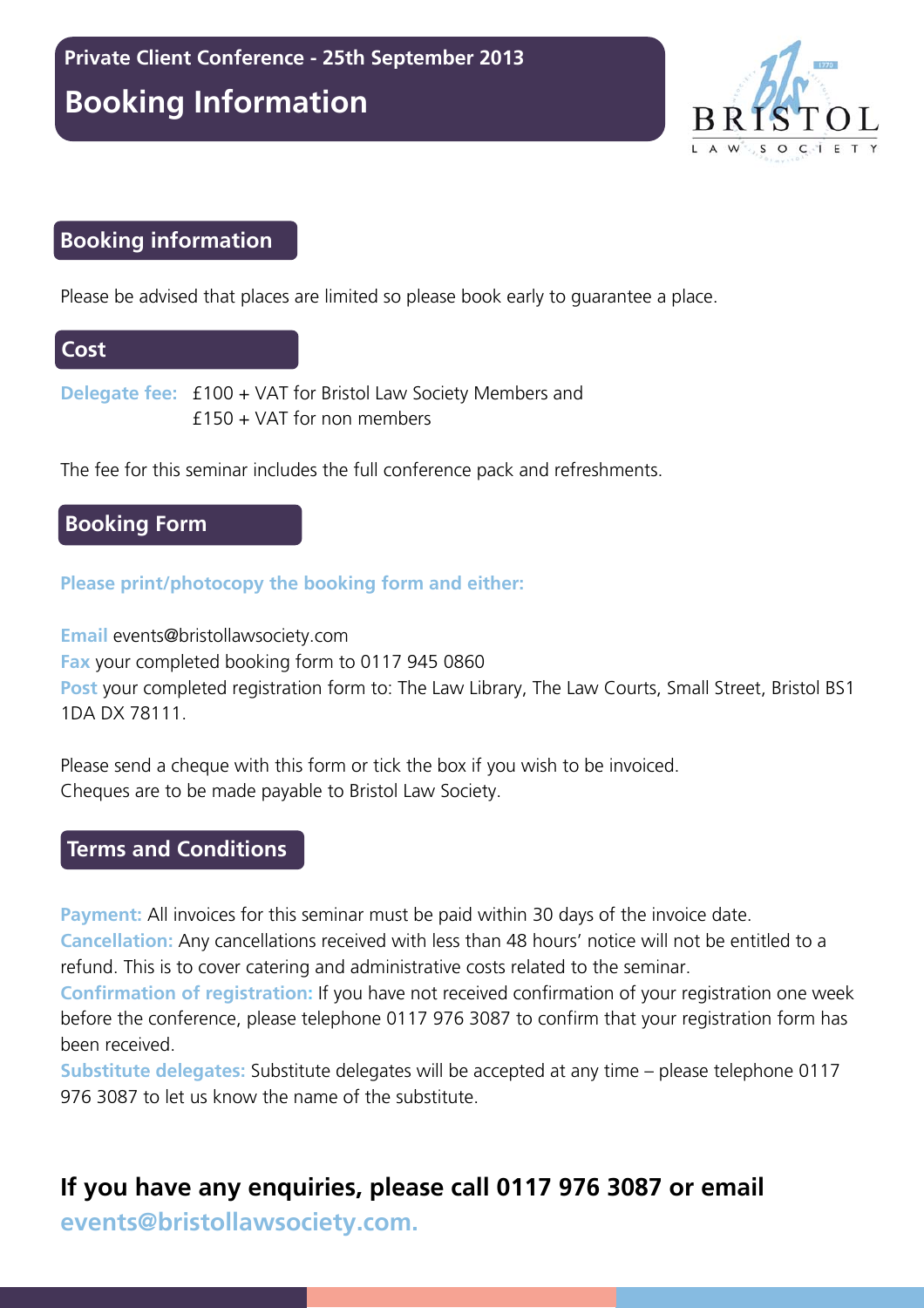**Private Client Conference - 25th September 2013**

# Booking Information

## Booking information

Please be advised that places are limited so please book early to guarantee a place.

## Cost

**Delegate fee:** £100 + VAT for Bristol Law Society Members and
£150 + VAT for non members

The fee for this seminar includes the full conference pack and refreshments.

## Booking Form

**Please print/photocopy the booking form and either:**

**Email** events@bristollawsociety.com
**Fax** your completed booking form to 0117 945 0860
**Post** your completed registration form to: The Law Library, The Law Courts, Small Street, Bristol BS1 1DA DX 78111.

Please send a cheque with this form or tick the box if you wish to be invoiced.
Cheques are to be made payable to Bristol Law Society.

## Terms and Conditions

**Payment:** All invoices for this seminar must be paid within 30 days of the invoice date.
**Cancellation:** Any cancellations received with less than 48 hours' notice will not be entitled to a refund. This is to cover catering and administrative costs related to the seminar.
**Confirmation of registration:** If you have not received confirmation of your registration one week before the conference, please telephone 0117 976 3087 to confirm that your registration form has been received.
**Substitute delegates:** Substitute delegates will be accepted at any time – please telephone 0117 976 3087 to let us know the name of the substitute.

## If you have any enquiries, please call 0117 976 3087 or email events@bristollawsociety.com.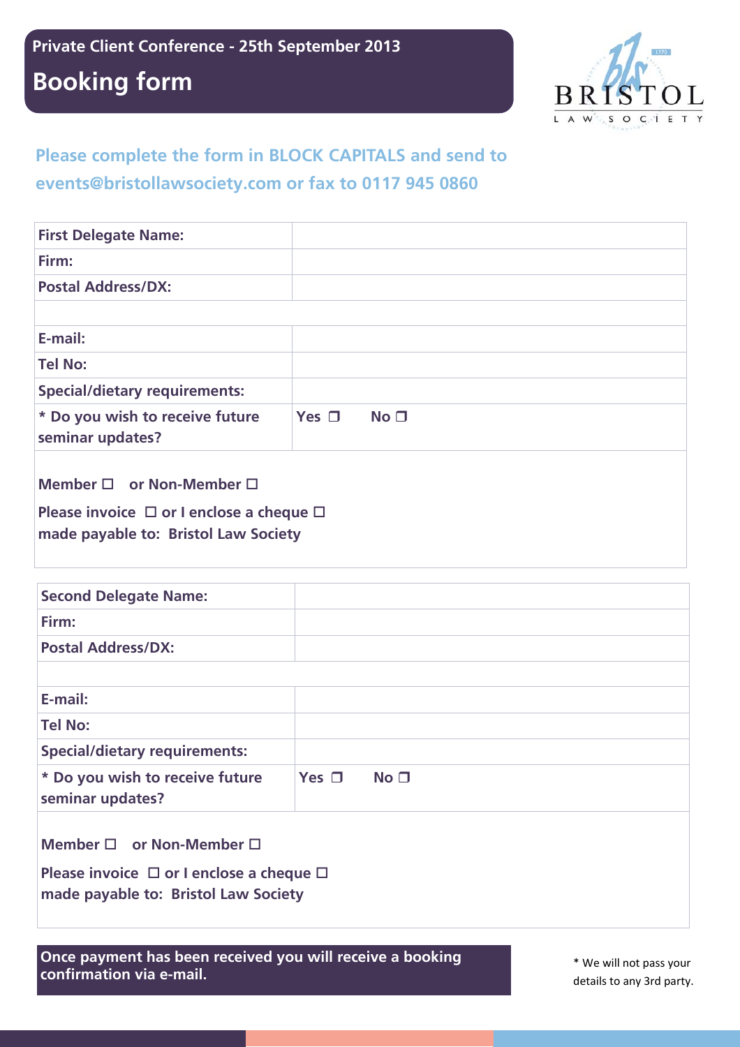**Private Client Conference - 25th September 2013**

# Booking form

BRISTOL LAW SOCIETY

**Please complete the form in BLOCK CAPITALS and send to events@bristollawsociety.com or fax to 0117 945 0860**

| | |
|---|---|
| **First Delegate Name:** | |
| **Firm:** | |
| **Postal Address/DX:** | |
| | |
| **E-mail:** | |
| **Tel No:** | |
| **Special/dietary requirements:** | |
| *** Do you wish to receive future seminar updates?** | **Yes ☐ No ☐** |

**Member ☐ or Non-Member ☐**

**Please invoice ☐ or I enclose a cheque ☐ made payable to: Bristol Law Society**

| | |
|---|---|
| **Second Delegate Name:** | |
| **Firm:** | |
| **Postal Address/DX:** | |
| | |
| **E-mail:** | |
| **Tel No:** | |
| **Special/dietary requirements:** | |
| *** Do you wish to receive future seminar updates?** | **Yes ☐ No ☐** |

**Member ☐ or Non-Member ☐**

**Please invoice ☐ or I enclose a cheque ☐ made payable to: Bristol Law Society**

**Once payment has been received you will receive a booking confirmation via e-mail.**

* We will not pass your details to any 3rd party.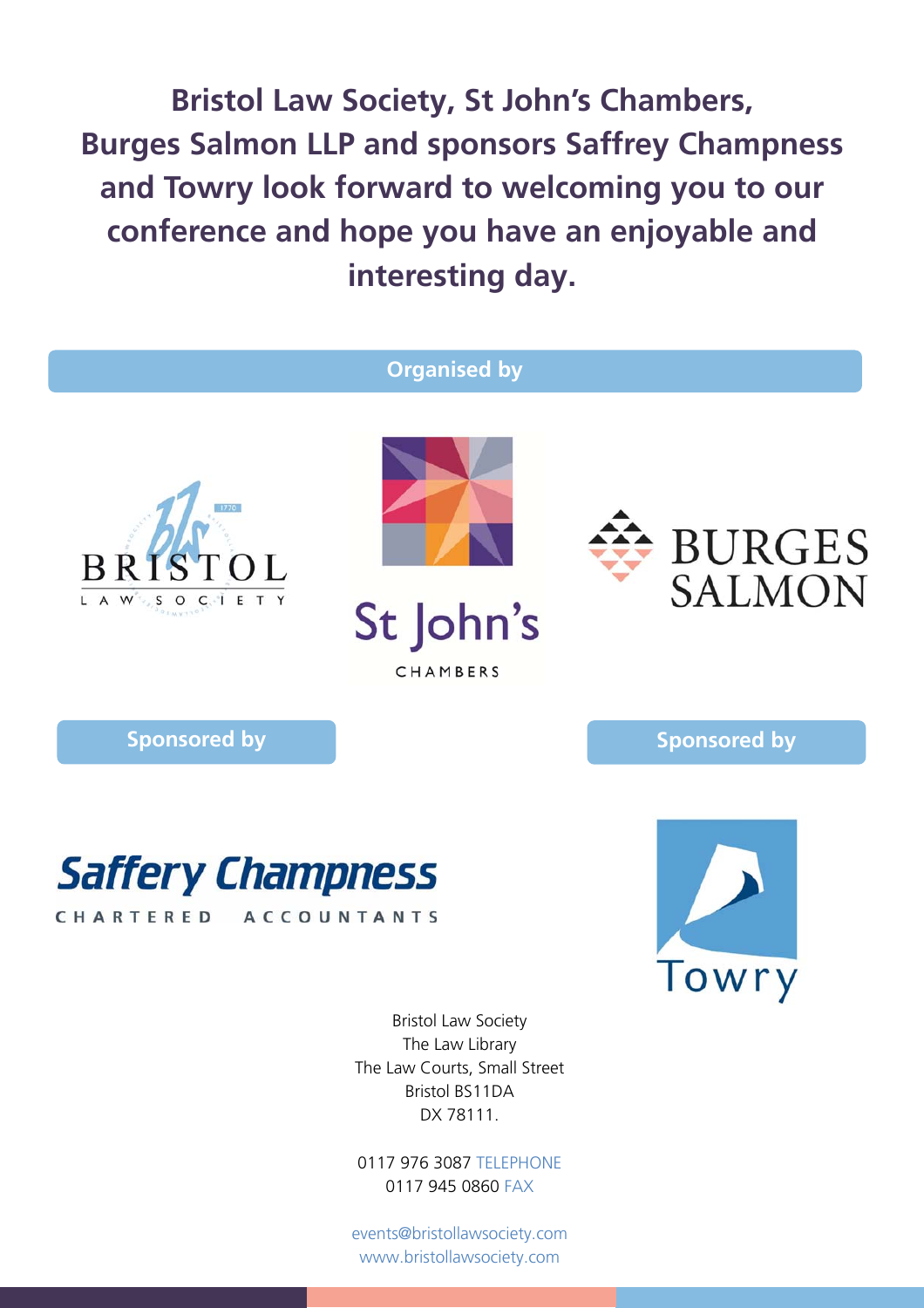**Bristol Law Society, St John's Chambers, Burges Salmon LLP and sponsors Saffrey Champness and Towry look forward to welcoming you to our conference and hope you have an enjoyable and interesting day.**

Organised by

BRISTOL LAW SOCIETY

St John's CHAMBERS

BURGES SALMON

Sponsored by

Saffery Champness CHARTERED ACCOUNTANTS

Sponsored by

Towry

Bristol Law Society
The Law Library
The Law Courts, Small Street
Bristol BS11DA
DX 78111.

0117 976 3087 TELEPHONE
0117 945 0860 FAX

events@bristollawsociety.com
www.bristollawsociety.com